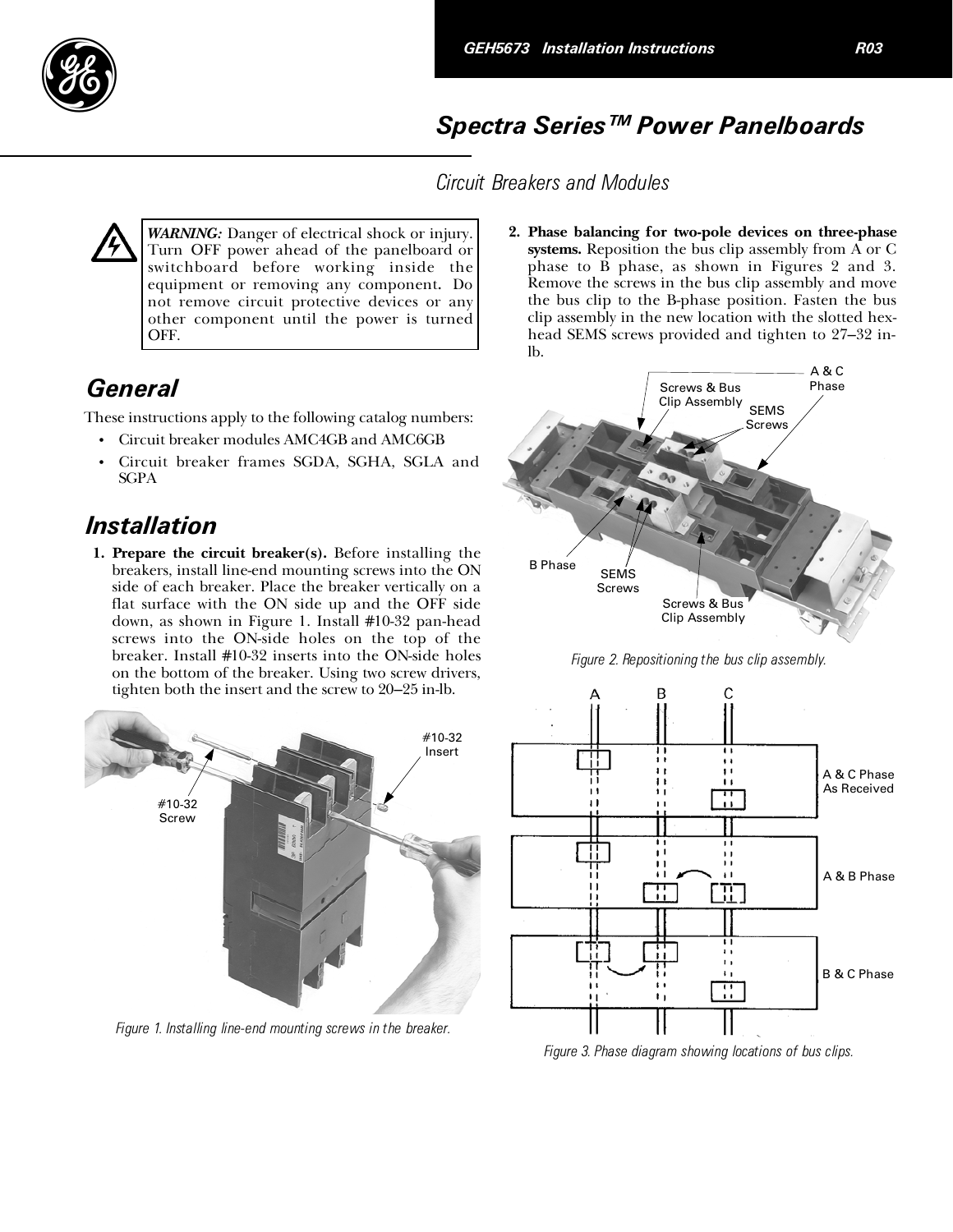# Spectra Series™ Power Panelboards

## Circuit Breakers and Modules

> ***WARNING:*** Danger of electrical shock or injury. Turn OFF power ahead of the panelboard or switchboard before working inside the equipment or removing any component. Do not remove circuit protective devices or any other component until the power is turned OFF.

## General

These instructions apply to the following catalog numbers:

- Circuit breaker modules AMC4GB and AMC6GB
- Circuit breaker frames SGDA, SGHA, SGLA and SGPA

## Installation

1. **Prepare the circuit breaker(s).** Before installing the breakers, install line-end mounting screws into the ON side of each breaker. Place the breaker vertically on a flat surface with the ON side up and the OFF side down, as shown in Figure 1. Install #10-32 pan-head screws into the ON-side holes on the top of the breaker. Install #10-32 inserts into the ON-side holes on the bottom of the breaker. Using two screw drivers, tighten both the insert and the screw to 20–25 in-lb.

#10-32 Insert

#10-32 Screw

*Figure 1. Installing line-end mounting screws in the breaker.*

2. **Phase balancing for two-pole devices on three-phase systems.** Reposition the bus clip assembly from A or C phase to B phase, as shown in Figures 2 and 3. Remove the screws in the bus clip assembly and move the bus clip to the B-phase position. Fasten the bus clip assembly in the new location with the slotted hex-head SEMS screws provided and tighten to 27–32 in-lb.

Screws & Bus Clip Assembly

A & C Phase

SEMS Screws

B Phase

SEMS Screws

Screws & Bus Clip Assembly

*Figure 2. Repositioning the bus clip assembly.*

A B C

A & C Phase As Received

A & B Phase

B & C Phase

*Figure 3. Phase diagram showing locations of bus clips.*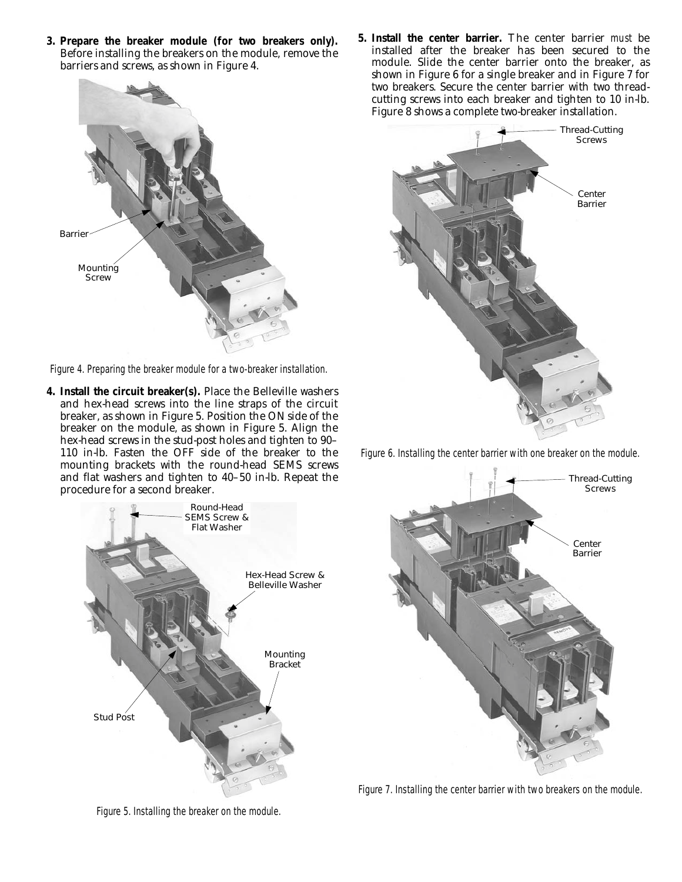**3. Prepare the breaker module (for two breakers only).** Before installing the breakers on the module, remove the barriers and screws, as shown in Figure 4.

Barrier

Mounting Screw

*Figure 4. Preparing the breaker module for a two-breaker installation.*

**4. Install the circuit breaker(s).** Place the Belleville washers and hex-head screws into the line straps of the circuit breaker, as shown in Figure 5. Position the ON side of the breaker on the module, as shown in Figure 5. Align the hex-head screws in the stud-post holes and tighten to 90–110 in-lb. Fasten the OFF side of the breaker to the mounting brackets with the round-head SEMS screws and flat washers and tighten to 40–50 in-lb. Repeat the procedure for a second breaker.

Round-Head SEMS Screw & Flat Washer

Hex-Head Screw & Belleville Washer

Mounting Bracket

Stud Post

*Figure 5. Installing the breaker on the module.*

**5. Install the center barrier.** The center barrier *must* be installed after the breaker has been secured to the module. Slide the center barrier onto the breaker, as shown in Figure 6 for a single breaker and in Figure 7 for two breakers. Secure the center barrier with two thread-cutting screws into each breaker and tighten to 10 in-lb. Figure 8 shows a complete two-breaker installation.

Thread-Cutting Screws

Center Barrier

*Figure 6. Installing the center barrier with one breaker on the module.*

Thread-Cutting Screws

Center Barrier

*Figure 7. Installing the center barrier with two breakers on the module.*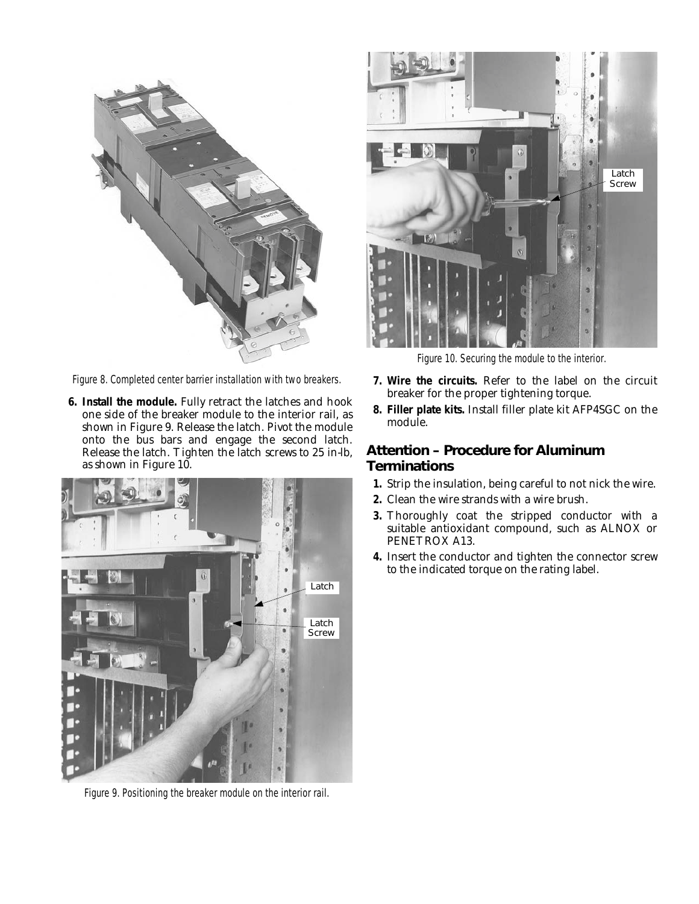Figure 8. Completed center barrier installation with two breakers.

6. **Install the module.** Fully retract the latches and hook one side of the breaker module to the interior rail, as shown in Figure 9. Release the latch. Pivot the module onto the bus bars and engage the second latch. Release the latch. Tighten the latch screws to 25 in-lb, as shown in Figure 10.

Figure 9. Positioning the breaker module on the interior rail.

Figure 10. Securing the module to the interior.

7. **Wire the circuits.** Refer to the label on the circuit breaker for the proper tightening torque.
8. **Filler plate kits.** Install filler plate kit AFP4SGC on the module.

## Attention – Procedure for Aluminum Terminations

1. Strip the insulation, being careful to not nick the wire.
2. Clean the wire strands with a wire brush.
3. Thoroughly coat the stripped conductor with a suitable antioxidant compound, such as ALNOX or PENETROX A13.
4. Insert the conductor and tighten the connector screw to the indicated torque on the rating label.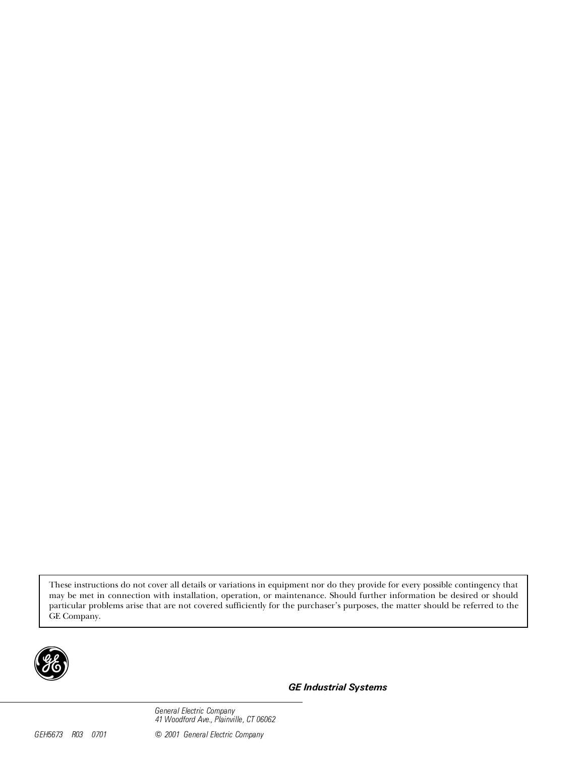These instructions do not cover all details or variations in equipment nor do they provide for every possible contingency that may be met in connection with installation, operation, or maintenance. Should further information be desired or should particular problems arise that are not covered sufficiently for the purchaser's purposes, the matter should be referred to the GE Company.

**GE Industrial Systems**

*General Electric Company*
*41 Woodford Ave., Plainville, CT 06062*

*GEH5673 R03 0701*

*© 2001 General Electric Company*